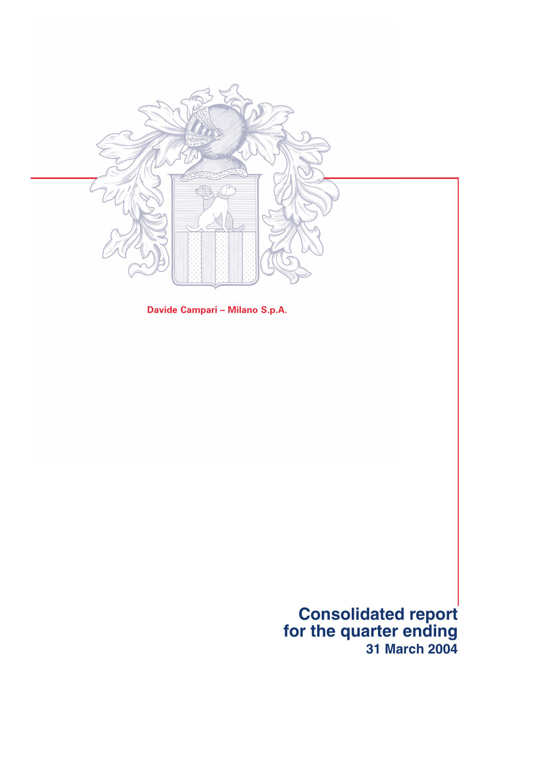**Davide Campari – Milano S.p.A.**

# Consolidated report for the quarter ending 31 March 2004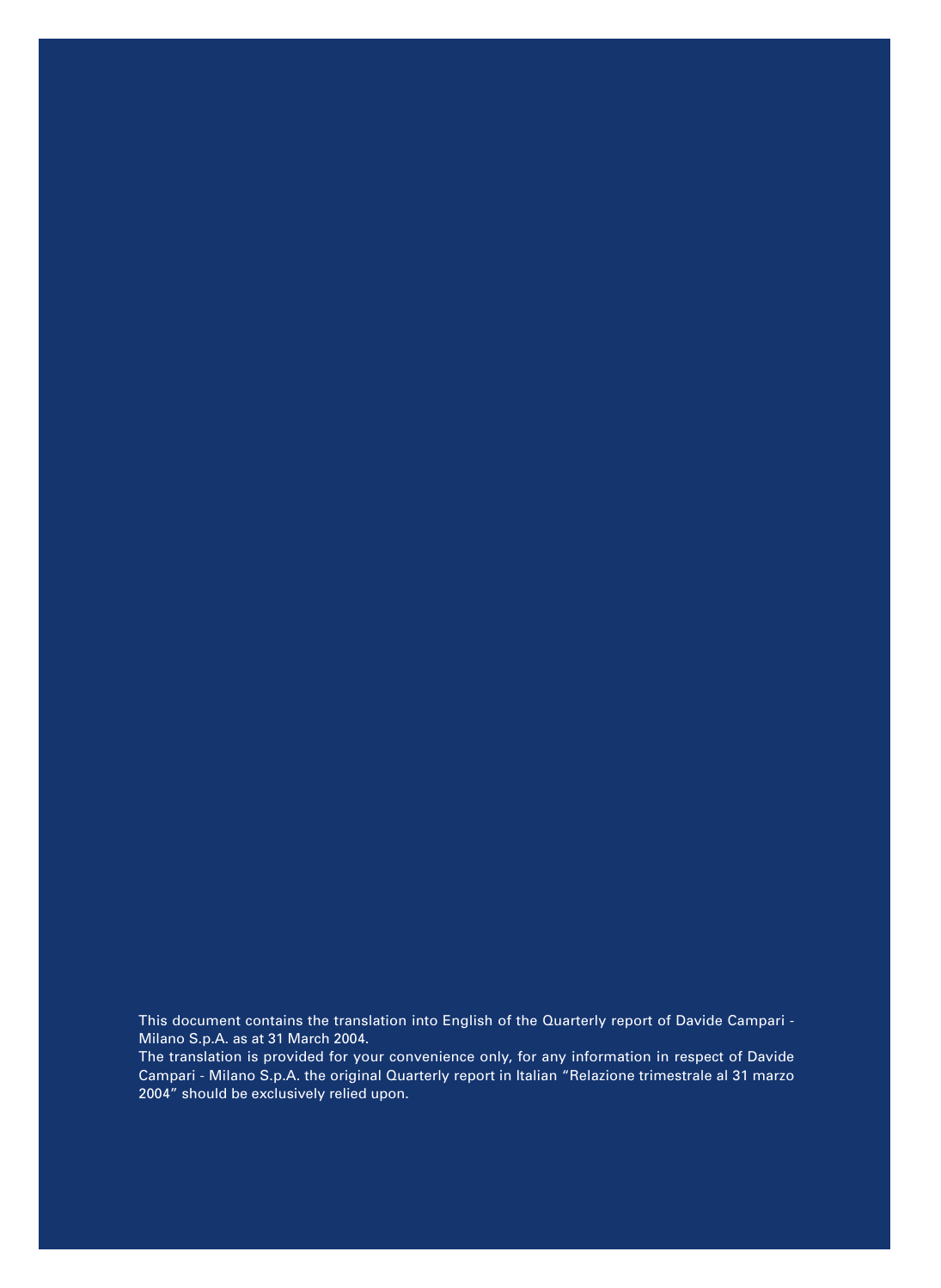This document contains the translation into English of the Quarterly report of Davide Campari - Milano S.p.A. as at 31 March 2004.

The translation is provided for your convenience only, for any information in respect of Davide Campari - Milano S.p.A. the original Quarterly report in Italian "Relazione trimestrale al 31 marzo 2004" should be exclusively relied upon.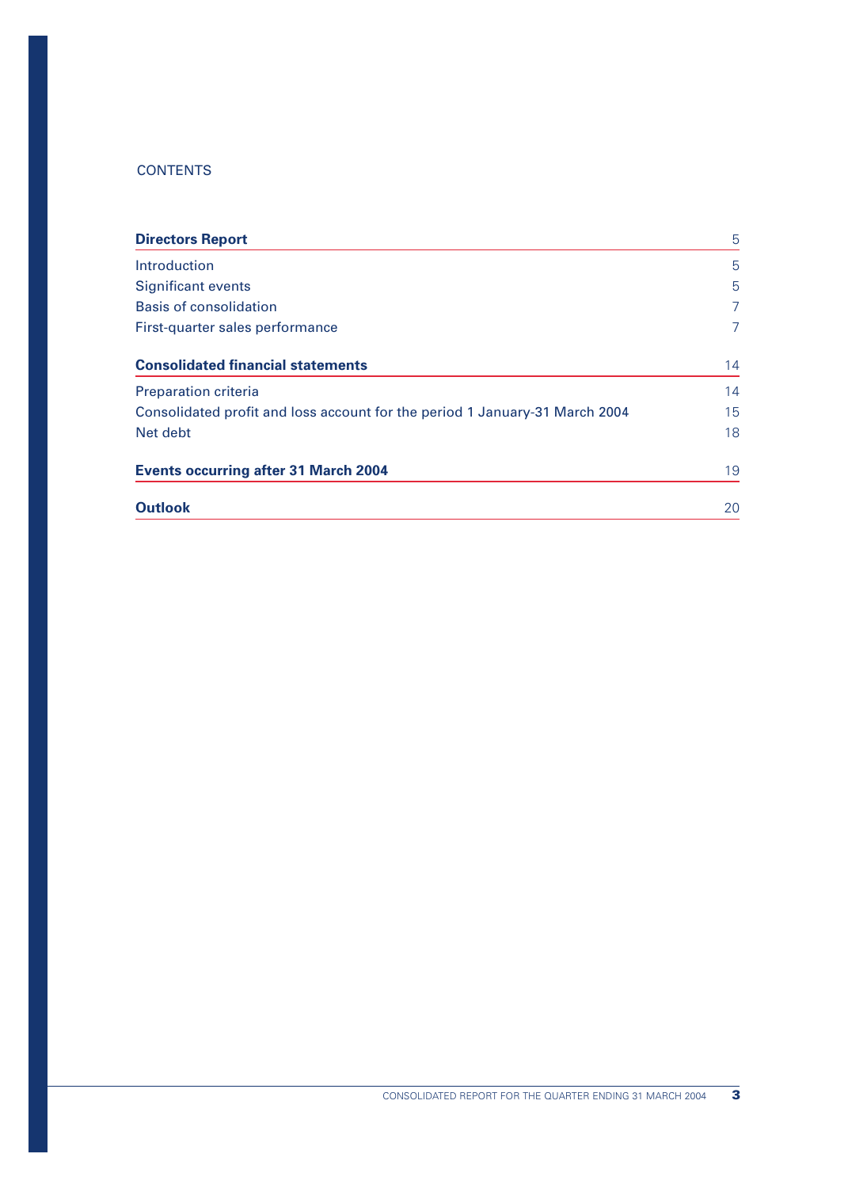CONTENTS

| | |
|---|---|
| **Directors Report** | 5 |
| Introduction | 5 |
| Significant events | 5 |
| Basis of consolidation | 7 |
| First-quarter sales performance | 7 |
| **Consolidated financial statements** | 14 |
| Preparation criteria | 14 |
| Consolidated profit and loss account for the period 1 January-31 March 2004 | 15 |
| Net debt | 18 |
| **Events occurring after 31 March 2004** | 19 |
| **Outlook** | 20 |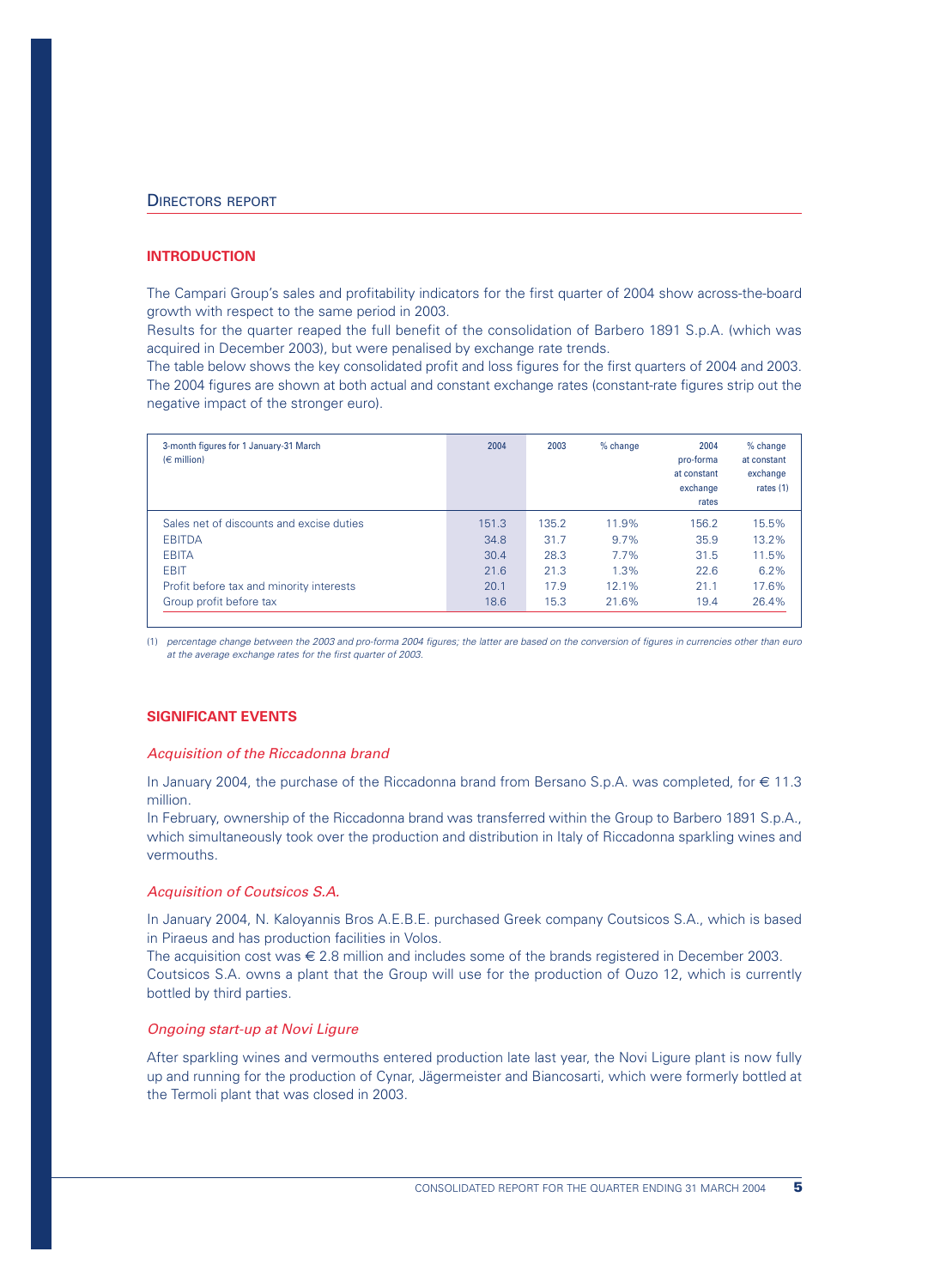## DIRECTORS REPORT

### INTRODUCTION

The Campari Group's sales and profitability indicators for the first quarter of 2004 show across-the-board growth with respect to the same period in 2003.

Results for the quarter reaped the full benefit of the consolidation of Barbero 1891 S.p.A. (which was acquired in December 2003), but were penalised by exchange rate trends.

The table below shows the key consolidated profit and loss figures for the first quarters of 2004 and 2003. The 2004 figures are shown at both actual and constant exchange rates (constant-rate figures strip out the negative impact of the stronger euro).

| 3-month figures for 1 January-31 March (€ million) | 2004 | 2003 | % change | 2004 pro-forma at constant exchange rates | % change at constant exchange rates (1) |
|---|---|---|---|---|---|
| Sales net of discounts and excise duties | 151.3 | 135.2 | 11.9% | 156.2 | 15.5% |
| EBITDA | 34.8 | 31.7 | 9.7% | 35.9 | 13.2% |
| EBITA | 30.4 | 28.3 | 7.7% | 31.5 | 11.5% |
| EBIT | 21.6 | 21.3 | 1.3% | 22.6 | 6.2% |
| Profit before tax and minority interests | 20.1 | 17.9 | 12.1% | 21.1 | 17.6% |
| Group profit before tax | 18.6 | 15.3 | 21.6% | 19.4 | 26.4% |

(1) *percentage change between the 2003 and pro-forma 2004 figures; the latter are based on the conversion of figures in currencies other than euro at the average exchange rates for the first quarter of 2003.*

### SIGNIFICANT EVENTS

#### *Acquisition of the Riccadonna brand*

In January 2004, the purchase of the Riccadonna brand from Bersano S.p.A. was completed, for € 11.3 million.

In February, ownership of the Riccadonna brand was transferred within the Group to Barbero 1891 S.p.A., which simultaneously took over the production and distribution in Italy of Riccadonna sparkling wines and vermouths.

#### *Acquisition of Coutsicos S.A.*

In January 2004, N. Kaloyannis Bros A.E.B.E. purchased Greek company Coutsicos S.A., which is based in Piraeus and has production facilities in Volos.

The acquisition cost was € 2.8 million and includes some of the brands registered in December 2003.

Coutsicos S.A. owns a plant that the Group will use for the production of Ouzo 12, which is currently bottled by third parties.

#### *Ongoing start-up at Novi Ligure*

After sparkling wines and vermouths entered production late last year, the Novi Ligure plant is now fully up and running for the production of Cynar, Jägermeister and Biancosarti, which were formerly bottled at the Termoli plant that was closed in 2003.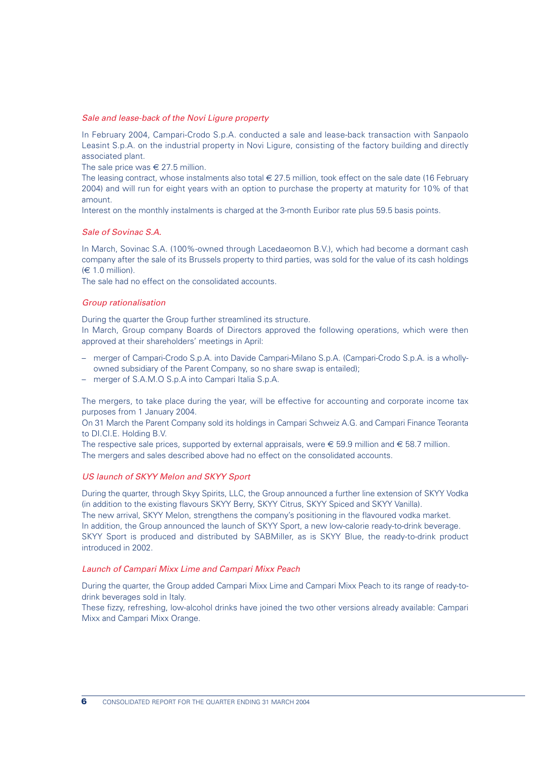### *Sale and lease-back of the Novi Ligure property*

In February 2004, Campari-Crodo S.p.A. conducted a sale and lease-back transaction with Sanpaolo Leasint S.p.A. on the industrial property in Novi Ligure, consisting of the factory building and directly associated plant.
The sale price was € 27.5 million.
The leasing contract, whose instalments also total € 27.5 million, took effect on the sale date (16 February 2004) and will run for eight years with an option to purchase the property at maturity for 10% of that amount.
Interest on the monthly instalments is charged at the 3-month Euribor rate plus 59.5 basis points.

### *Sale of Sovinac S.A.*

In March, Sovinac S.A. (100%-owned through Lacedaeomon B.V.), which had become a dormant cash company after the sale of its Brussels property to third parties, was sold for the value of its cash holdings (€ 1.0 million).
The sale had no effect on the consolidated accounts.

### *Group rationalisation*

During the quarter the Group further streamlined its structure.
In March, Group company Boards of Directors approved the following operations, which were then approved at their shareholders' meetings in April:

- merger of Campari-Crodo S.p.A. into Davide Campari-Milano S.p.A. (Campari-Crodo S.p.A. is a wholly-owned subsidiary of the Parent Company, so no share swap is entailed);
- merger of S.A.M.O S.p.A into Campari Italia S.p.A.

The mergers, to take place during the year, will be effective for accounting and corporate income tax purposes from 1 January 2004.
On 31 March the Parent Company sold its holdings in Campari Schweiz A.G. and Campari Finance Teoranta to DI.CI.E. Holding B.V.
The respective sale prices, supported by external appraisals, were € 59.9 million and € 58.7 million.
The mergers and sales described above had no effect on the consolidated accounts.

### *US launch of SKYY Melon and SKYY Sport*

During the quarter, through Skyy Spirits, LLC, the Group announced a further line extension of SKYY Vodka (in addition to the existing flavours SKYY Berry, SKYY Citrus, SKYY Spiced and SKYY Vanilla).
The new arrival, SKYY Melon, strengthens the company's positioning in the flavoured vodka market.
In addition, the Group announced the launch of SKYY Sport, a new low-calorie ready-to-drink beverage.
SKYY Sport is produced and distributed by SABMiller, as is SKYY Blue, the ready-to-drink product introduced in 2002.

### *Launch of Campari Mixx Lime and Campari Mixx Peach*

During the quarter, the Group added Campari Mixx Lime and Campari Mixx Peach to its range of ready-to-drink beverages sold in Italy.
These fizzy, refreshing, low-alcohol drinks have joined the two other versions already available: Campari Mixx and Campari Mixx Orange.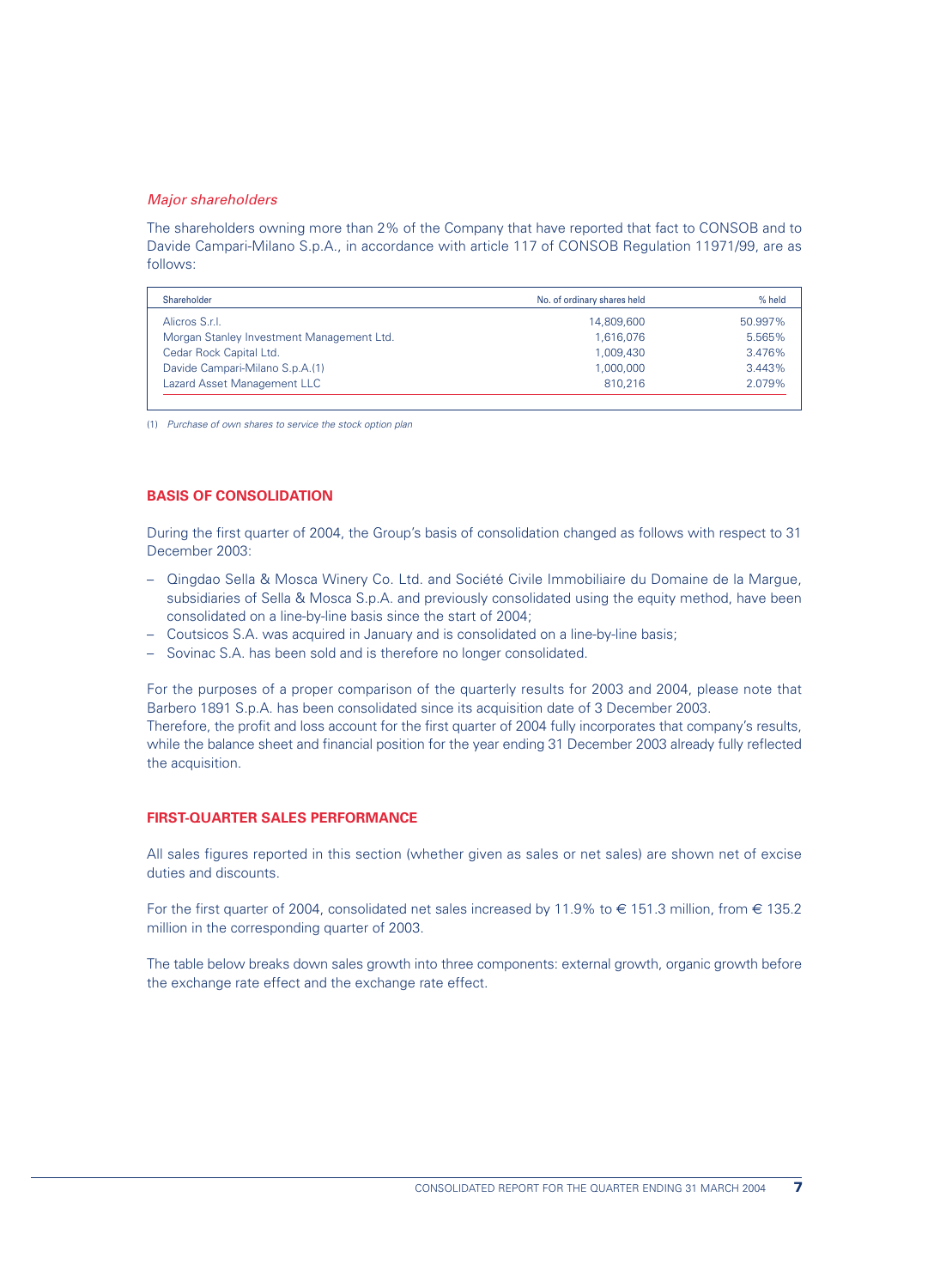### *Major shareholders*

The shareholders owning more than 2% of the Company that have reported that fact to CONSOB and to Davide Campari-Milano S.p.A., in accordance with article 117 of CONSOB Regulation 11971/99, are as follows:

| Shareholder | No. of ordinary shares held | % held |
|---|---|---|
| Alicros S.r.l. | 14,809,600 | 50.997% |
| Morgan Stanley Investment Management Ltd. | 1,616,076 | 5.565% |
| Cedar Rock Capital Ltd. | 1,009,430 | 3.476% |
| Davide Campari-Milano S.p.A.(1) | 1,000,000 | 3.443% |
| Lazard Asset Management LLC | 810,216 | 2.079% |

(1) *Purchase of own shares to service the stock option plan*

## BASIS OF CONSOLIDATION

During the first quarter of 2004, the Group's basis of consolidation changed as follows with respect to 31 December 2003:

- Qingdao Sella & Mosca Winery Co. Ltd. and Société Civile Immobiliaire du Domaine de la Margue, subsidiaries of Sella & Mosca S.p.A. and previously consolidated using the equity method, have been consolidated on a line-by-line basis since the start of 2004;
- Coutsicos S.A. was acquired in January and is consolidated on a line-by-line basis;
- Sovinac S.A. has been sold and is therefore no longer consolidated.

For the purposes of a proper comparison of the quarterly results for 2003 and 2004, please note that Barbero 1891 S.p.A. has been consolidated since its acquisition date of 3 December 2003.
Therefore, the profit and loss account for the first quarter of 2004 fully incorporates that company's results, while the balance sheet and financial position for the year ending 31 December 2003 already fully reflected the acquisition.

## FIRST-QUARTER SALES PERFORMANCE

All sales figures reported in this section (whether given as sales or net sales) are shown net of excise duties and discounts.

For the first quarter of 2004, consolidated net sales increased by 11.9% to € 151.3 million, from € 135.2 million in the corresponding quarter of 2003.

The table below breaks down sales growth into three components: external growth, organic growth before the exchange rate effect and the exchange rate effect.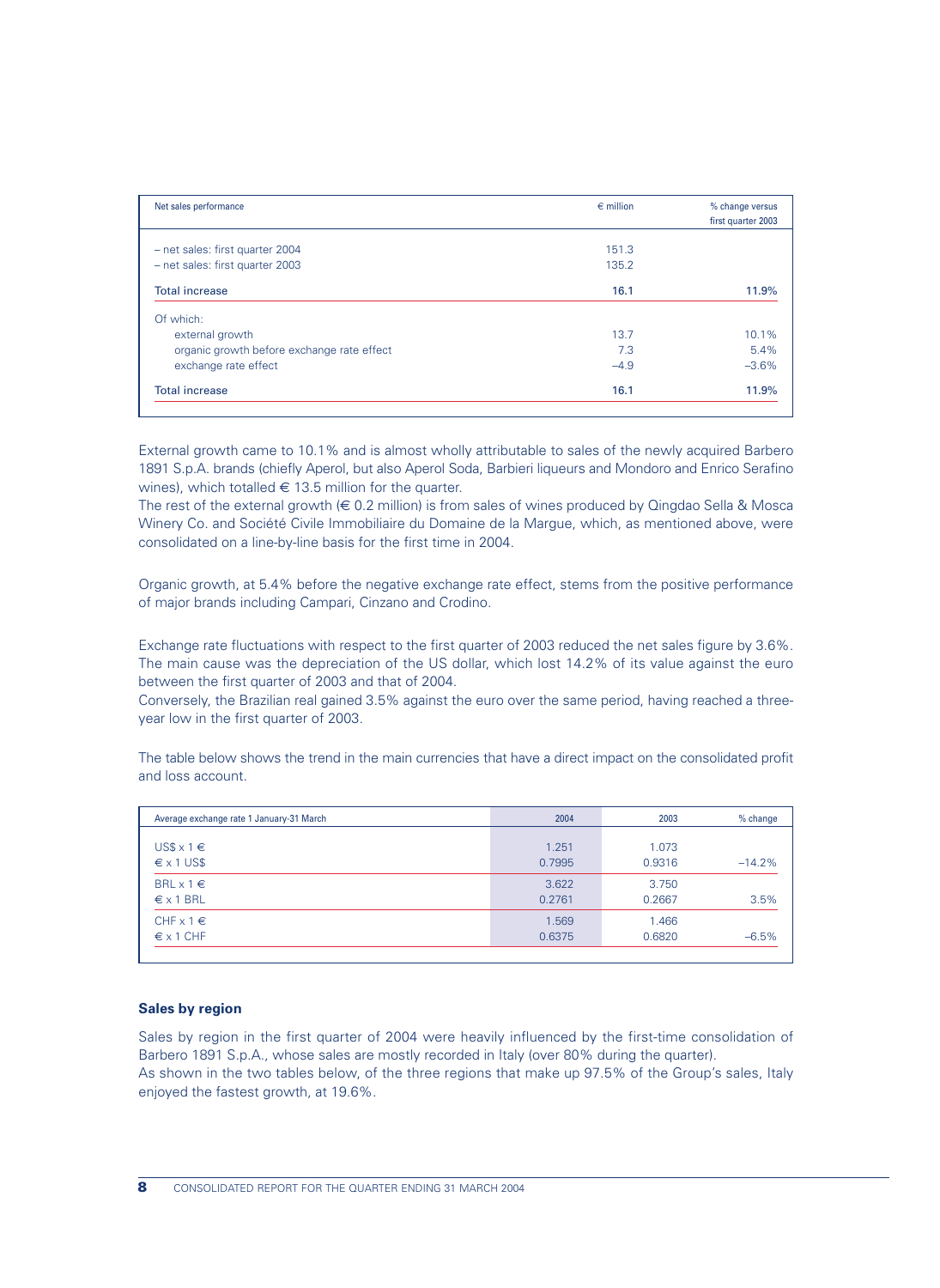| Net sales performance | € million | % change versus first quarter 2003 |
|---|---|---|
| – net sales: first quarter 2004 | 151.3 | |
| – net sales: first quarter 2003 | 135.2 | |
| Total increase | 16.1 | 11.9% |
| Of which: | | |
| external growth | 13.7 | 10.1% |
| organic growth before exchange rate effect | 7.3 | 5.4% |
| exchange rate effect | –4.9 | –3.6% |
| Total increase | 16.1 | 11.9% |

External growth came to 10.1% and is almost wholly attributable to sales of the newly acquired Barbero 1891 S.p.A. brands (chiefly Aperol, but also Aperol Soda, Barbieri liqueurs and Mondoro and Enrico Serafino wines), which totalled € 13.5 million for the quarter.
The rest of the external growth (€ 0.2 million) is from sales of wines produced by Qingdao Sella & Mosca Winery Co. and Société Civile Immobiliaire du Domaine de la Margue, which, as mentioned above, were consolidated on a line-by-line basis for the first time in 2004.

Organic growth, at 5.4% before the negative exchange rate effect, stems from the positive performance of major brands including Campari, Cinzano and Crodino.

Exchange rate fluctuations with respect to the first quarter of 2003 reduced the net sales figure by 3.6%. The main cause was the depreciation of the US dollar, which lost 14.2% of its value against the euro between the first quarter of 2003 and that of 2004.
Conversely, the Brazilian real gained 3.5% against the euro over the same period, having reached a three-year low in the first quarter of 2003.

The table below shows the trend in the main currencies that have a direct impact on the consolidated profit and loss account.

| Average exchange rate 1 January-31 March | 2004 | 2003 | % change |
|---|---|---|---|
| US$ x 1 € | 1.251 | 1.073 | |
| € x 1 US$ | 0.7995 | 0.9316 | –14.2% |
| BRL x 1 € | 3.622 | 3.750 | |
| € x 1 BRL | 0.2761 | 0.2667 | 3.5% |
| CHF x 1 € | 1.569 | 1.466 | |
| € x 1 CHF | 0.6375 | 0.6820 | –6.5% |

### Sales by region

Sales by region in the first quarter of 2004 were heavily influenced by the first-time consolidation of Barbero 1891 S.p.A., whose sales are mostly recorded in Italy (over 80% during the quarter).
As shown in the two tables below, of the three regions that make up 97.5% of the Group's sales, Italy enjoyed the fastest growth, at 19.6%.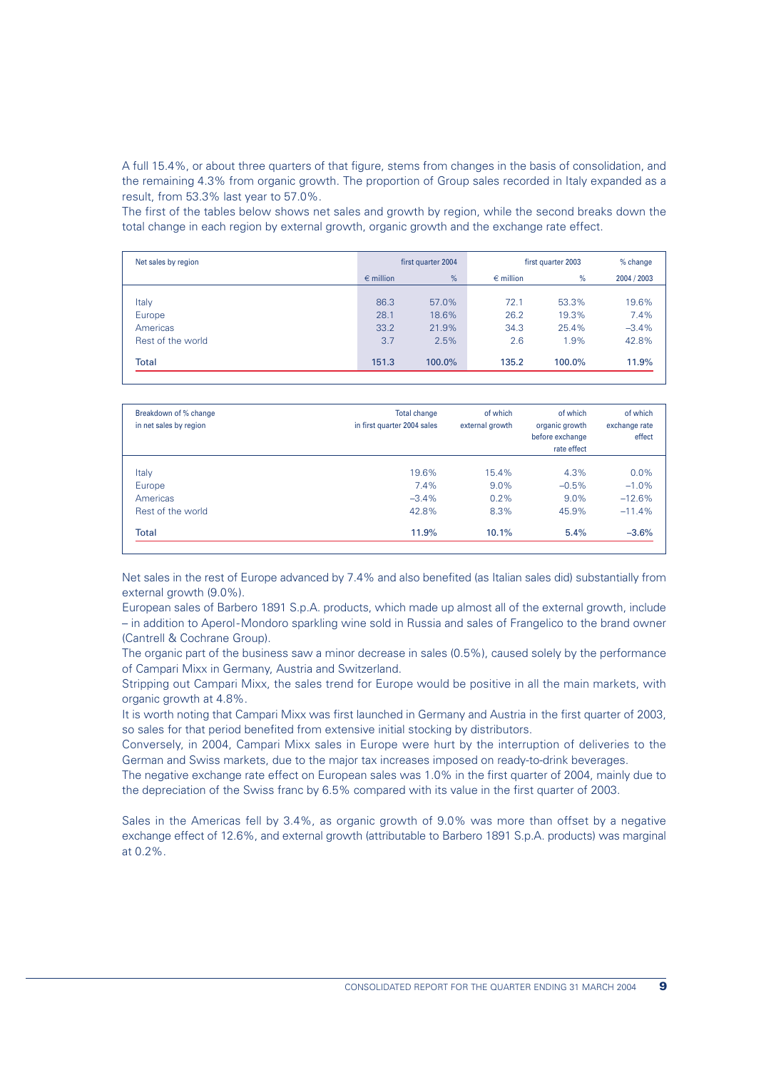A full 15.4%, or about three quarters of that figure, stems from changes in the basis of consolidation, and the remaining 4.3% from organic growth. The proportion of Group sales recorded in Italy expanded as a result, from 53.3% last year to 57.0%.

The first of the tables below shows net sales and growth by region, while the second breaks down the total change in each region by external growth, organic growth and the exchange rate effect.

| Net sales by region | first quarter 2004 | | first quarter 2003 | | % change |
|---|---|---|---|---|---|
| | € million | % | € million | % | 2004 / 2003 |
| Italy | 86.3 | 57.0% | 72.1 | 53.3% | 19.6% |
| Europe | 28.1 | 18.6% | 26.2 | 19.3% | 7.4% |
| Americas | 33.2 | 21.9% | 34.3 | 25.4% | –3.4% |
| Rest of the world | 3.7 | 2.5% | 2.6 | 1.9% | 42.8% |
| **Total** | **151.3** | **100.0%** | **135.2** | **100.0%** | **11.9%** |

| Breakdown of % change in net sales by region | Total change in first quarter 2004 sales | of which external growth | of which organic growth before exchange rate effect | of which exchange rate effect |
|---|---|---|---|---|
| Italy | 19.6% | 15.4% | 4.3% | 0.0% |
| Europe | 7.4% | 9.0% | –0.5% | –1.0% |
| Americas | –3.4% | 0.2% | 9.0% | –12.6% |
| Rest of the world | 42.8% | 8.3% | 45.9% | –11.4% |
| **Total** | **11.9%** | **10.1%** | **5.4%** | **–3.6%** |

Net sales in the rest of Europe advanced by 7.4% and also benefited (as Italian sales did) substantially from external growth (9.0%).

European sales of Barbero 1891 S.p.A. products, which made up almost all of the external growth, include – in addition to Aperol-Mondoro sparkling wine sold in Russia and sales of Frangelico to the brand owner (Cantrell & Cochrane Group).

The organic part of the business saw a minor decrease in sales (0.5%), caused solely by the performance of Campari Mixx in Germany, Austria and Switzerland.

Stripping out Campari Mixx, the sales trend for Europe would be positive in all the main markets, with organic growth at 4.8%.

It is worth noting that Campari Mixx was first launched in Germany and Austria in the first quarter of 2003, so sales for that period benefited from extensive initial stocking by distributors.

Conversely, in 2004, Campari Mixx sales in Europe were hurt by the interruption of deliveries to the German and Swiss markets, due to the major tax increases imposed on ready-to-drink beverages.

The negative exchange rate effect on European sales was 1.0% in the first quarter of 2004, mainly due to the depreciation of the Swiss franc by 6.5% compared with its value in the first quarter of 2003.

Sales in the Americas fell by 3.4%, as organic growth of 9.0% was more than offset by a negative exchange effect of 12.6%, and external growth (attributable to Barbero 1891 S.p.A. products) was marginal at 0.2%.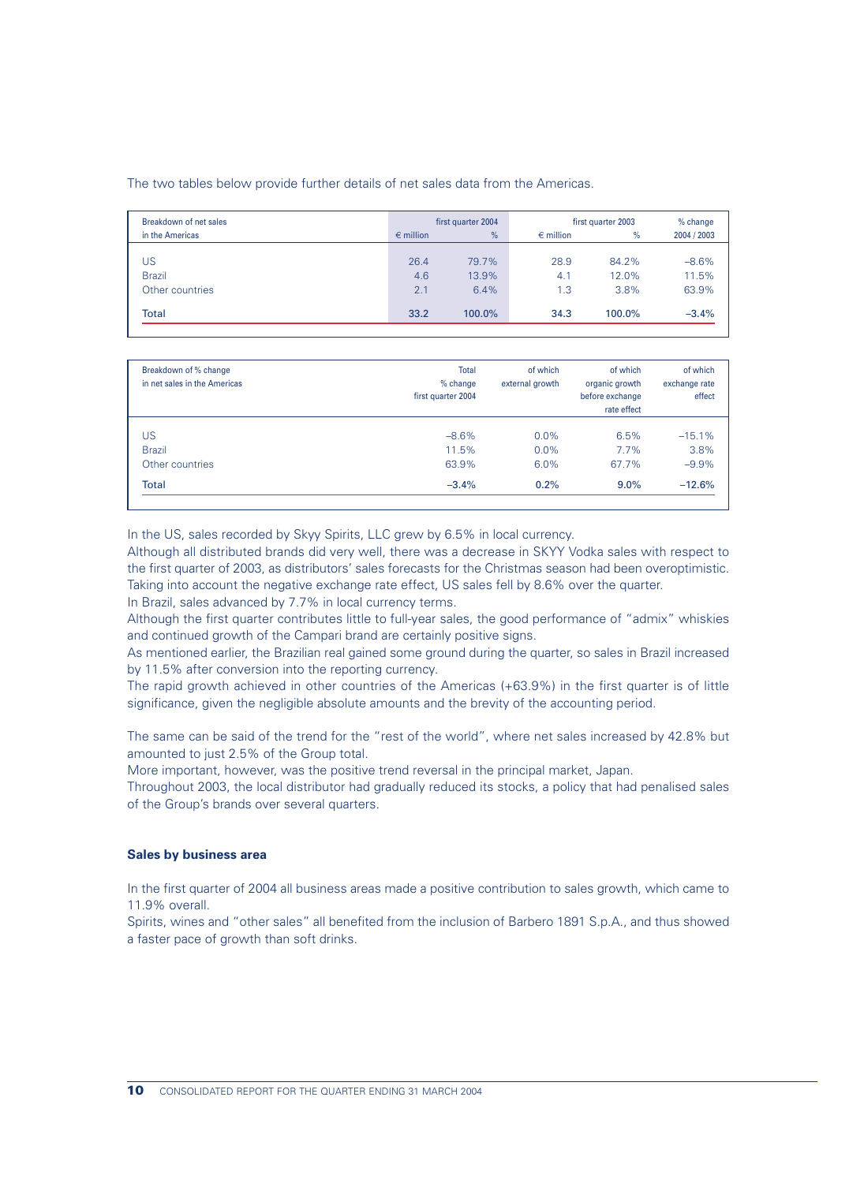The two tables below provide further details of net sales data from the Americas.

| Breakdown of net sales in the Americas | first quarter 2004 | | first quarter 2003 | | % change |
|---|---|---|---|---|---|
| | € million | % | € million | % | 2004 / 2003 |
| US | 26.4 | 79.7% | 28.9 | 84.2% | –8.6% |
| Brazil | 4.6 | 13.9% | 4.1 | 12.0% | 11.5% |
| Other countries | 2.1 | 6.4% | 1.3 | 3.8% | 63.9% |
| **Total** | **33.2** | **100.0%** | **34.3** | **100.0%** | **–3.4%** |

| Breakdown of % change in net sales in the Americas | Total % change first quarter 2004 | of which external growth | of which organic growth before exchange rate effect | of which exchange rate effect |
|---|---|---|---|---|
| US | –8.6% | 0.0% | 6.5% | –15.1% |
| Brazil | 11.5% | 0.0% | 7.7% | 3.8% |
| Other countries | 63.9% | 6.0% | 67.7% | –9.9% |
| **Total** | **–3.4%** | **0.2%** | **9.0%** | **–12.6%** |

In the US, sales recorded by Skyy Spirits, LLC grew by 6.5% in local currency.
Although all distributed brands did very well, there was a decrease in SKYY Vodka sales with respect to the first quarter of 2003, as distributors' sales forecasts for the Christmas season had been overoptimistic. Taking into account the negative exchange rate effect, US sales fell by 8.6% over the quarter.
In Brazil, sales advanced by 7.7% in local currency terms.
Although the first quarter contributes little to full-year sales, the good performance of "admix" whiskies and continued growth of the Campari brand are certainly positive signs.
As mentioned earlier, the Brazilian real gained some ground during the quarter, so sales in Brazil increased by 11.5% after conversion into the reporting currency.
The rapid growth achieved in other countries of the Americas (+63.9%) in the first quarter is of little significance, given the negligible absolute amounts and the brevity of the accounting period.

The same can be said of the trend for the "rest of the world", where net sales increased by 42.8% but amounted to just 2.5% of the Group total.
More important, however, was the positive trend reversal in the principal market, Japan.
Throughout 2003, the local distributor had gradually reduced its stocks, a policy that had penalised sales of the Group's brands over several quarters.

**Sales by business area**

In the first quarter of 2004 all business areas made a positive contribution to sales growth, which came to 11.9% overall.
Spirits, wines and "other sales" all benefited from the inclusion of Barbero 1891 S.p.A., and thus showed a faster pace of growth than soft drinks.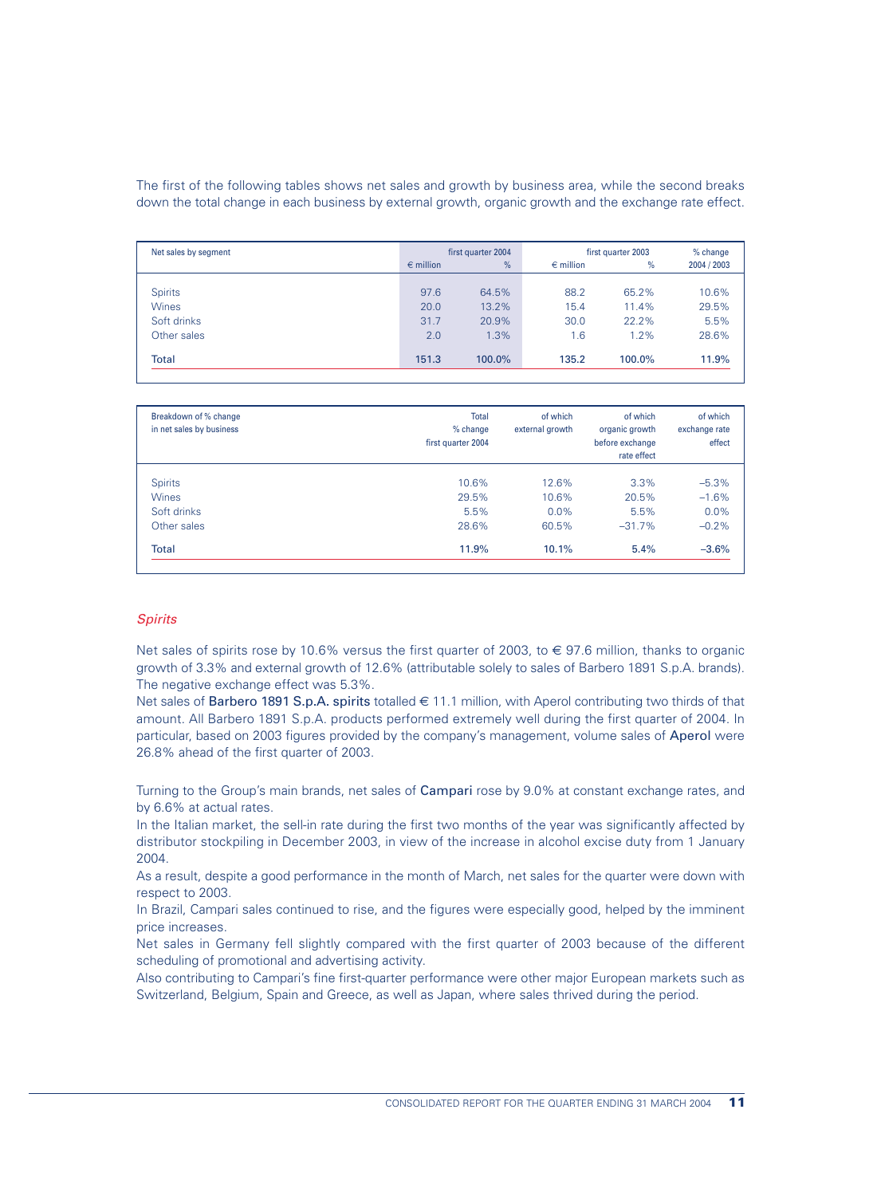The first of the following tables shows net sales and growth by business area, while the second breaks down the total change in each business by external growth, organic growth and the exchange rate effect.

| Net sales by segment | first quarter 2004 | | first quarter 2003 | | % change |
|---|---|---|---|---|---|
| | € million | % | € million | % | 2004 / 2003 |
| Spirits | 97.6 | 64.5% | 88.2 | 65.2% | 10.6% |
| Wines | 20.0 | 13.2% | 15.4 | 11.4% | 29.5% |
| Soft drinks | 31.7 | 20.9% | 30.0 | 22.2% | 5.5% |
| Other sales | 2.0 | 1.3% | 1.6 | 1.2% | 28.6% |
| **Total** | **151.3** | **100.0%** | **135.2** | **100.0%** | **11.9%** |

| Breakdown of % change in net sales by business | Total % change first quarter 2004 | of which external growth | of which organic growth before exchange rate effect | of which exchange rate effect |
|---|---|---|---|---|
| Spirits | 10.6% | 12.6% | 3.3% | –5.3% |
| Wines | 29.5% | 10.6% | 20.5% | –1.6% |
| Soft drinks | 5.5% | 0.0% | 5.5% | 0.0% |
| Other sales | 28.6% | 60.5% | –31.7% | –0.2% |
| **Total** | **11.9%** | **10.1%** | **5.4%** | **–3.6%** |

*Spirits*

Net sales of spirits rose by 10.6% versus the first quarter of 2003, to € 97.6 million, thanks to organic growth of 3.3% and external growth of 12.6% (attributable solely to sales of Barbero 1891 S.p.A. brands). The negative exchange effect was 5.3%.

Net sales of **Barbero 1891 S.p.A. spirits** totalled € 11.1 million, with Aperol contributing two thirds of that amount. All Barbero 1891 S.p.A. products performed extremely well during the first quarter of 2004. In particular, based on 2003 figures provided by the company's management, volume sales of **Aperol** were 26.8% ahead of the first quarter of 2003.

Turning to the Group's main brands, net sales of **Campari** rose by 9.0% at constant exchange rates, and by 6.6% at actual rates.

In the Italian market, the sell-in rate during the first two months of the year was significantly affected by distributor stockpiling in December 2003, in view of the increase in alcohol excise duty from 1 January 2004.

As a result, despite a good performance in the month of March, net sales for the quarter were down with respect to 2003.

In Brazil, Campari sales continued to rise, and the figures were especially good, helped by the imminent price increases.

Net sales in Germany fell slightly compared with the first quarter of 2003 because of the different scheduling of promotional and advertising activity.

Also contributing to Campari's fine first-quarter performance were other major European markets such as Switzerland, Belgium, Spain and Greece, as well as Japan, where sales thrived during the period.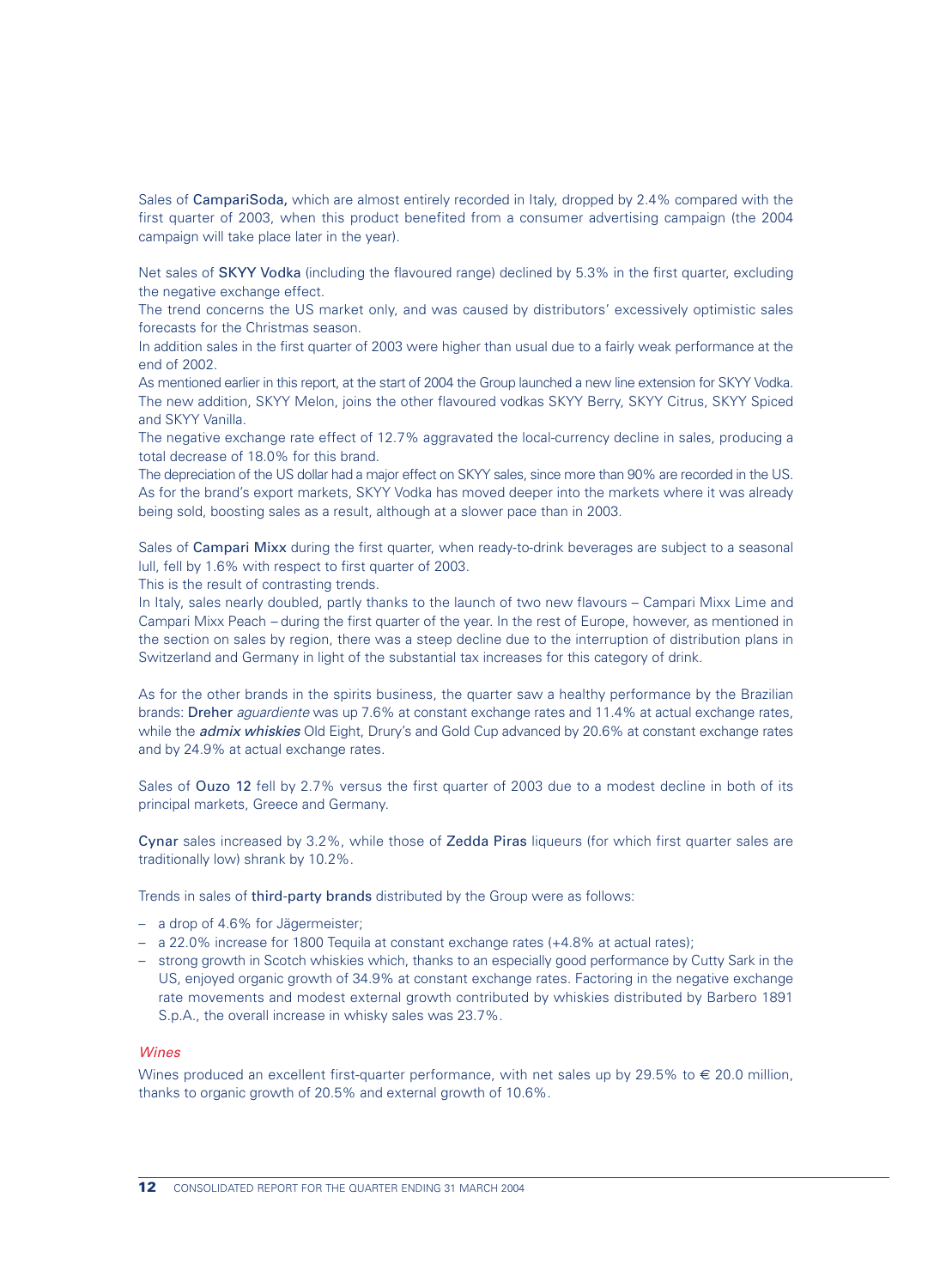Sales of CampariSoda, which are almost entirely recorded in Italy, dropped by 2.4% compared with the first quarter of 2003, when this product benefited from a consumer advertising campaign (the 2004 campaign will take place later in the year).

Net sales of SKYY Vodka (including the flavoured range) declined by 5.3% in the first quarter, excluding the negative exchange effect.
The trend concerns the US market only, and was caused by distributors' excessively optimistic sales forecasts for the Christmas season.
In addition sales in the first quarter of 2003 were higher than usual due to a fairly weak performance at the end of 2002.
As mentioned earlier in this report, at the start of 2004 the Group launched a new line extension for SKYY Vodka. The new addition, SKYY Melon, joins the other flavoured vodkas SKYY Berry, SKYY Citrus, SKYY Spiced and SKYY Vanilla.
The negative exchange rate effect of 12.7% aggravated the local-currency decline in sales, producing a total decrease of 18.0% for this brand.
The depreciation of the US dollar had a major effect on SKYY sales, since more than 90% are recorded in the US. As for the brand's export markets, SKYY Vodka has moved deeper into the markets where it was already being sold, boosting sales as a result, although at a slower pace than in 2003.

Sales of Campari Mixx during the first quarter, when ready-to-drink beverages are subject to a seasonal lull, fell by 1.6% with respect to first quarter of 2003.
This is the result of contrasting trends.
In Italy, sales nearly doubled, partly thanks to the launch of two new flavours – Campari Mixx Lime and Campari Mixx Peach – during the first quarter of the year. In the rest of Europe, however, as mentioned in the section on sales by region, there was a steep decline due to the interruption of distribution plans in Switzerland and Germany in light of the substantial tax increases for this category of drink.

As for the other brands in the spirits business, the quarter saw a healthy performance by the Brazilian brands: Dreher *aguardiente* was up 7.6% at constant exchange rates and 11.4% at actual exchange rates, while the ***admix whiskies*** Old Eight, Drury's and Gold Cup advanced by 20.6% at constant exchange rates and by 24.9% at actual exchange rates.

Sales of Ouzo 12 fell by 2.7% versus the first quarter of 2003 due to a modest decline in both of its principal markets, Greece and Germany.

Cynar sales increased by 3.2%, while those of Zedda Piras liqueurs (for which first quarter sales are traditionally low) shrank by 10.2%.

Trends in sales of third-party brands distributed by the Group were as follows:

- a drop of 4.6% for Jägermeister;
- a 22.0% increase for 1800 Tequila at constant exchange rates (+4.8% at actual rates);
- strong growth in Scotch whiskies which, thanks to an especially good performance by Cutty Sark in the US, enjoyed organic growth of 34.9% at constant exchange rates. Factoring in the negative exchange rate movements and modest external growth contributed by whiskies distributed by Barbero 1891 S.p.A., the overall increase in whisky sales was 23.7%.

### *Wines*

Wines produced an excellent first-quarter performance, with net sales up by 29.5% to € 20.0 million, thanks to organic growth of 20.5% and external growth of 10.6%.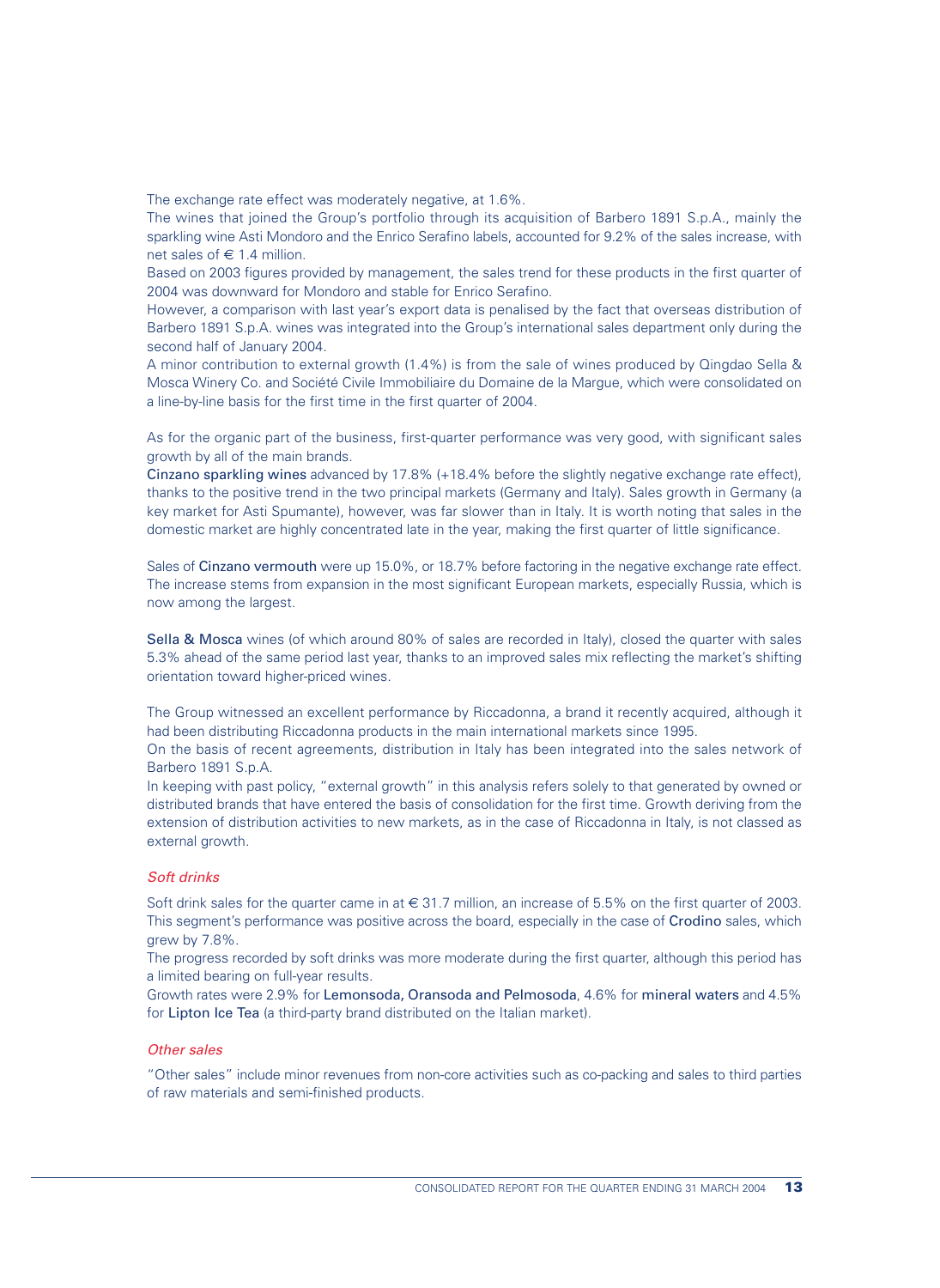The exchange rate effect was moderately negative, at 1.6%.

The wines that joined the Group's portfolio through its acquisition of Barbero 1891 S.p.A., mainly the sparkling wine Asti Mondoro and the Enrico Serafino labels, accounted for 9.2% of the sales increase, with net sales of € 1.4 million.

Based on 2003 figures provided by management, the sales trend for these products in the first quarter of 2004 was downward for Mondoro and stable for Enrico Serafino.

However, a comparison with last year's export data is penalised by the fact that overseas distribution of Barbero 1891 S.p.A. wines was integrated into the Group's international sales department only during the second half of January 2004.

A minor contribution to external growth (1.4%) is from the sale of wines produced by Qingdao Sella & Mosca Winery Co. and Société Civile Immobiliaire du Domaine de la Margue, which were consolidated on a line-by-line basis for the first time in the first quarter of 2004.

As for the organic part of the business, first-quarter performance was very good, with significant sales growth by all of the main brands.

**Cinzano sparkling wines** advanced by 17.8% (+18.4% before the slightly negative exchange rate effect), thanks to the positive trend in the two principal markets (Germany and Italy). Sales growth in Germany (a key market for Asti Spumante), however, was far slower than in Italy. It is worth noting that sales in the domestic market are highly concentrated late in the year, making the first quarter of little significance.

Sales of **Cinzano vermouth** were up 15.0%, or 18.7% before factoring in the negative exchange rate effect. The increase stems from expansion in the most significant European markets, especially Russia, which is now among the largest.

**Sella & Mosca** wines (of which around 80% of sales are recorded in Italy), closed the quarter with sales 5.3% ahead of the same period last year, thanks to an improved sales mix reflecting the market's shifting orientation toward higher-priced wines.

The Group witnessed an excellent performance by Riccadonna, a brand it recently acquired, although it had been distributing Riccadonna products in the main international markets since 1995.

On the basis of recent agreements, distribution in Italy has been integrated into the sales network of Barbero 1891 S.p.A.

In keeping with past policy, "external growth" in this analysis refers solely to that generated by owned or distributed brands that have entered the basis of consolidation for the first time. Growth deriving from the extension of distribution activities to new markets, as in the case of Riccadonna in Italy, is not classed as external growth.

### *Soft drinks*

Soft drink sales for the quarter came in at € 31.7 million, an increase of 5.5% on the first quarter of 2003. This segment's performance was positive across the board, especially in the case of **Crodino** sales, which grew by 7.8%.

The progress recorded by soft drinks was more moderate during the first quarter, although this period has a limited bearing on full-year results.

Growth rates were 2.9% for **Lemonsoda, Oransoda and Pelmosoda**, 4.6% for **mineral waters** and 4.5% for **Lipton Ice Tea** (a third-party brand distributed on the Italian market).

### *Other sales*

"Other sales" include minor revenues from non-core activities such as co-packing and sales to third parties of raw materials and semi-finished products.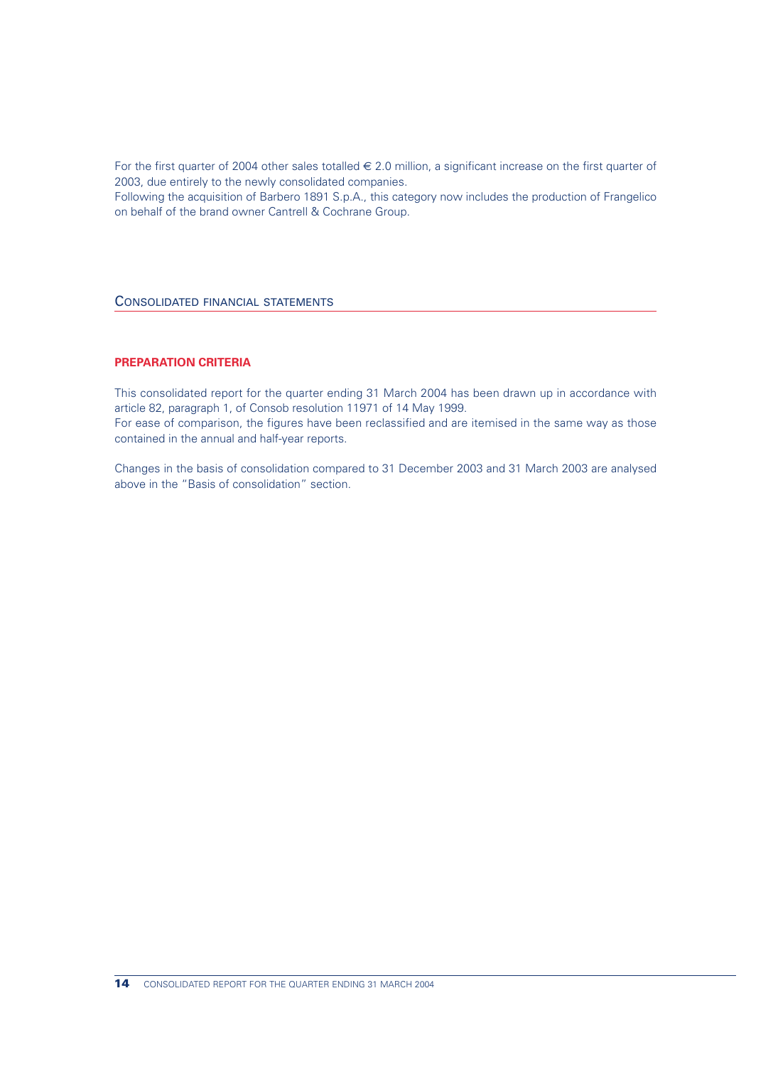For the first quarter of 2004 other sales totalled € 2.0 million, a significant increase on the first quarter of 2003, due entirely to the newly consolidated companies.
Following the acquisition of Barbero 1891 S.p.A., this category now includes the production of Frangelico on behalf of the brand owner Cantrell & Cochrane Group.

## Consolidated financial statements

### PREPARATION CRITERIA

This consolidated report for the quarter ending 31 March 2004 has been drawn up in accordance with article 82, paragraph 1, of Consob resolution 11971 of 14 May 1999.
For ease of comparison, the figures have been reclassified and are itemised in the same way as those contained in the annual and half-year reports.

Changes in the basis of consolidation compared to 31 December 2003 and 31 March 2003 are analysed above in the "Basis of consolidation" section.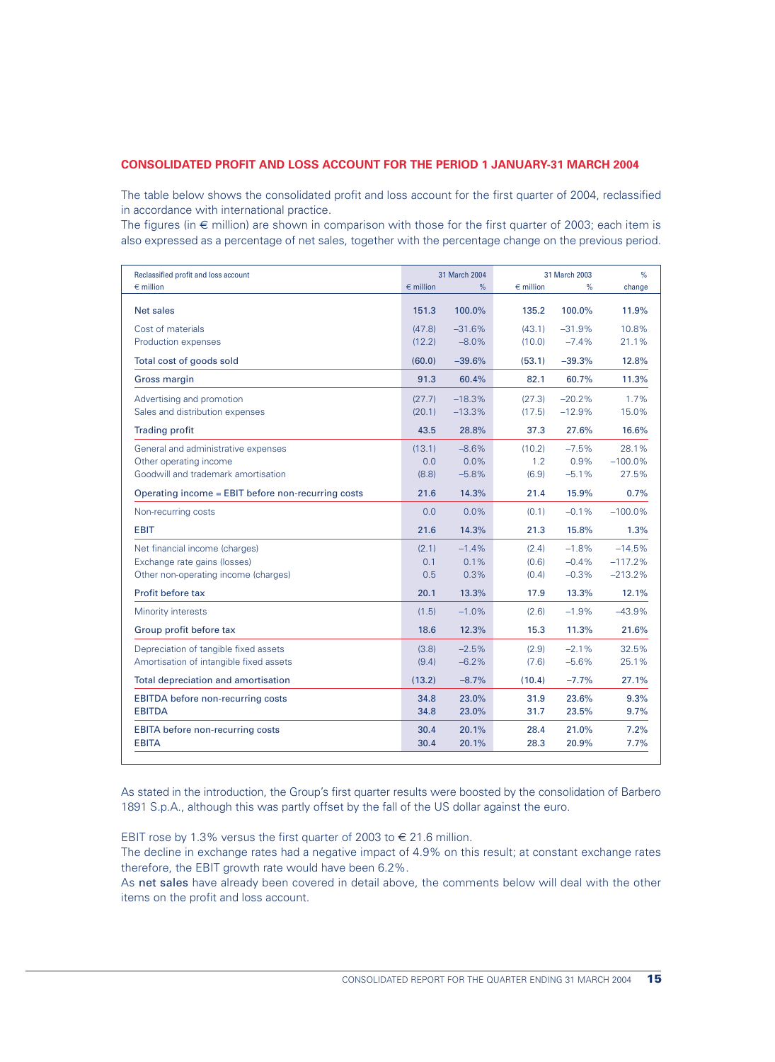## CONSOLIDATED PROFIT AND LOSS ACCOUNT FOR THE PERIOD 1 JANUARY-31 MARCH 2004

The table below shows the consolidated profit and loss account for the first quarter of 2004, reclassified in accordance with international practice.
The figures (in € million) are shown in comparison with those for the first quarter of 2003; each item is also expressed as a percentage of net sales, together with the percentage change on the previous period.

| Reclassified profit and loss account | 31 March 2004 | | 31 March 2003 | | % |
|---|---|---|---|---|---|
| € million | € million | % | € million | % | change |
| Net sales | 151.3 | 100.0% | 135.2 | 100.0% | 11.9% |
| Cost of materials | (47.8) | –31.6% | (43.1) | –31.9% | 10.8% |
| Production expenses | (12.2) | –8.0% | (10.0) | –7.4% | 21.1% |
| Total cost of goods sold | (60.0) | –39.6% | (53.1) | –39.3% | 12.8% |
| Gross margin | 91.3 | 60.4% | 82.1 | 60.7% | 11.3% |
| Advertising and promotion | (27.7) | –18.3% | (27.3) | –20.2% | 1.7% |
| Sales and distribution expenses | (20.1) | –13.3% | (17.5) | –12.9% | 15.0% |
| Trading profit | 43.5 | 28.8% | 37.3 | 27.6% | 16.6% |
| General and administrative expenses | (13.1) | –8.6% | (10.2) | –7.5% | 28.1% |
| Other operating income | 0.0 | 0.0% | 1.2 | 0.9% | –100.0% |
| Goodwill and trademark amortisation | (8.8) | –5.8% | (6.9) | –5.1% | 27.5% |
| Operating income = EBIT before non-recurring costs | 21.6 | 14.3% | 21.4 | 15.9% | 0.7% |
| Non-recurring costs | 0.0 | 0.0% | (0.1) | –0.1% | –100.0% |
| EBIT | 21.6 | 14.3% | 21.3 | 15.8% | 1.3% |
| Net financial income (charges) | (2.1) | –1.4% | (2.4) | –1.8% | –14.5% |
| Exchange rate gains (losses) | 0.1 | 0.1% | (0.6) | –0.4% | –117.2% |
| Other non-operating income (charges) | 0.5 | 0.3% | (0.4) | –0.3% | –213.2% |
| Profit before tax | 20.1 | 13.3% | 17.9 | 13.3% | 12.1% |
| Minority interests | (1.5) | –1.0% | (2.6) | –1.9% | –43.9% |
| Group profit before tax | 18.6 | 12.3% | 15.3 | 11.3% | 21.6% |
| Depreciation of tangible fixed assets | (3.8) | –2.5% | (2.9) | –2.1% | 32.5% |
| Amortisation of intangible fixed assets | (9.4) | –6.2% | (7.6) | –5.6% | 25.1% |
| Total depreciation and amortisation | (13.2) | –8.7% | (10.4) | –7.7% | 27.1% |
| EBITDA before non-recurring costs | 34.8 | 23.0% | 31.9 | 23.6% | 9.3% |
| EBITDA | 34.8 | 23.0% | 31.7 | 23.5% | 9.7% |
| EBITA before non-recurring costs | 30.4 | 20.1% | 28.4 | 21.0% | 7.2% |
| EBITA | 30.4 | 20.1% | 28.3 | 20.9% | 7.7% |

As stated in the introduction, the Group's first quarter results were boosted by the consolidation of Barbero 1891 S.p.A., although this was partly offset by the fall of the US dollar against the euro.

EBIT rose by 1.3% versus the first quarter of 2003 to € 21.6 million.
The decline in exchange rates had a negative impact of 4.9% on this result; at constant exchange rates therefore, the EBIT growth rate would have been 6.2%.
As net sales have already been covered in detail above, the comments below will deal with the other items on the profit and loss account.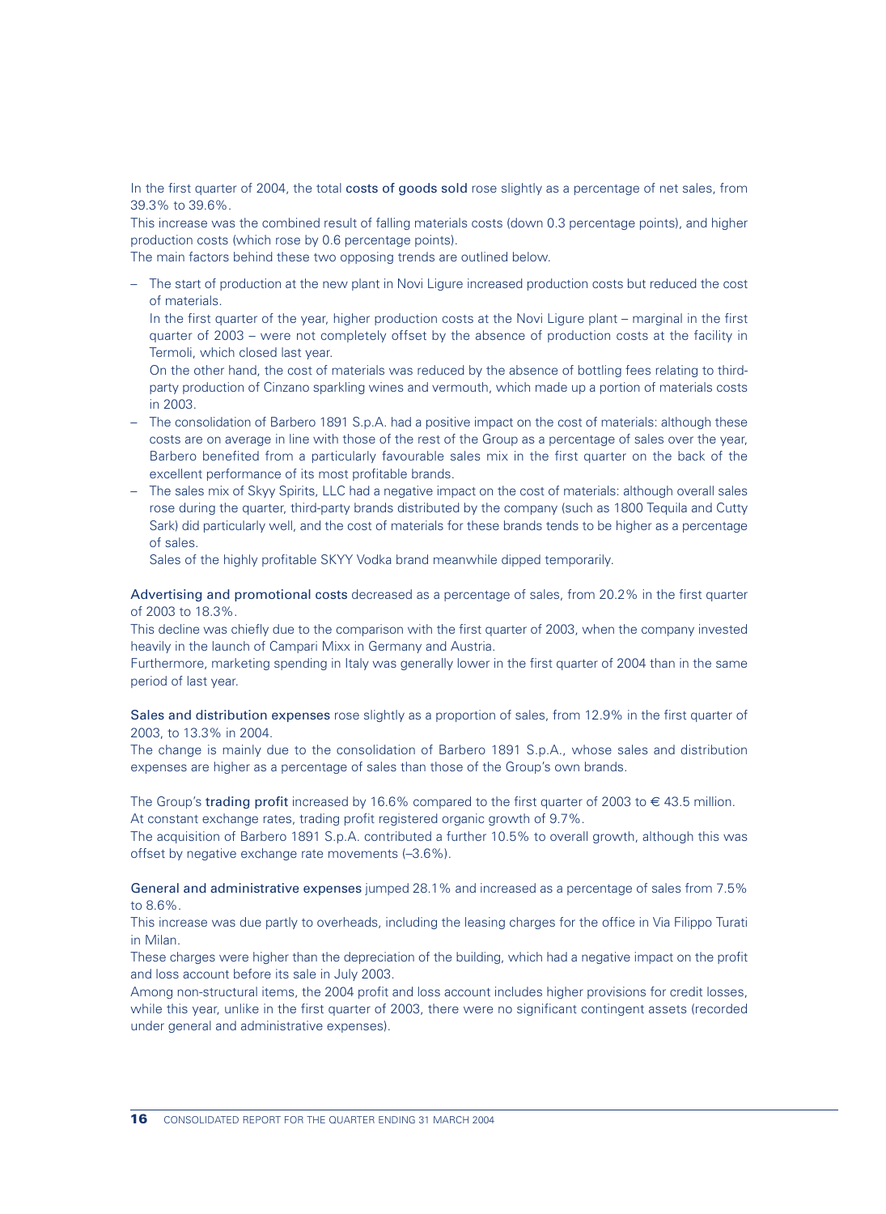In the first quarter of 2004, the total **costs of goods sold** rose slightly as a percentage of net sales, from 39.3% to 39.6%.

This increase was the combined result of falling materials costs (down 0.3 percentage points), and higher production costs (which rose by 0.6 percentage points).

The main factors behind these two opposing trends are outlined below.

- The start of production at the new plant in Novi Ligure increased production costs but reduced the cost of materials.

  In the first quarter of the year, higher production costs at the Novi Ligure plant – marginal in the first quarter of 2003 – were not completely offset by the absence of production costs at the facility in Termoli, which closed last year.

  On the other hand, the cost of materials was reduced by the absence of bottling fees relating to third-party production of Cinzano sparkling wines and vermouth, which made up a portion of materials costs in 2003.
- The consolidation of Barbero 1891 S.p.A. had a positive impact on the cost of materials: although these costs are on average in line with those of the rest of the Group as a percentage of sales over the year, Barbero benefited from a particularly favourable sales mix in the first quarter on the back of the excellent performance of its most profitable brands.
- The sales mix of Skyy Spirits, LLC had a negative impact on the cost of materials: although overall sales rose during the quarter, third-party brands distributed by the company (such as 1800 Tequila and Cutty Sark) did particularly well, and the cost of materials for these brands tends to be higher as a percentage of sales.

  Sales of the highly profitable SKYY Vodka brand meanwhile dipped temporarily.

**Advertising and promotional costs** decreased as a percentage of sales, from 20.2% in the first quarter of 2003 to 18.3%.

This decline was chiefly due to the comparison with the first quarter of 2003, when the company invested heavily in the launch of Campari Mixx in Germany and Austria.

Furthermore, marketing spending in Italy was generally lower in the first quarter of 2004 than in the same period of last year.

**Sales and distribution expenses** rose slightly as a proportion of sales, from 12.9% in the first quarter of 2003, to 13.3% in 2004.

The change is mainly due to the consolidation of Barbero 1891 S.p.A., whose sales and distribution expenses are higher as a percentage of sales than those of the Group's own brands.

The Group's **trading profit** increased by 16.6% compared to the first quarter of 2003 to € 43.5 million.

At constant exchange rates, trading profit registered organic growth of 9.7%.

The acquisition of Barbero 1891 S.p.A. contributed a further 10.5% to overall growth, although this was offset by negative exchange rate movements (–3.6%).

**General and administrative expenses** jumped 28.1% and increased as a percentage of sales from 7.5% to 8.6%.

This increase was due partly to overheads, including the leasing charges for the office in Via Filippo Turati in Milan.

These charges were higher than the depreciation of the building, which had a negative impact on the profit and loss account before its sale in July 2003.

Among non-structural items, the 2004 profit and loss account includes higher provisions for credit losses, while this year, unlike in the first quarter of 2003, there were no significant contingent assets (recorded under general and administrative expenses).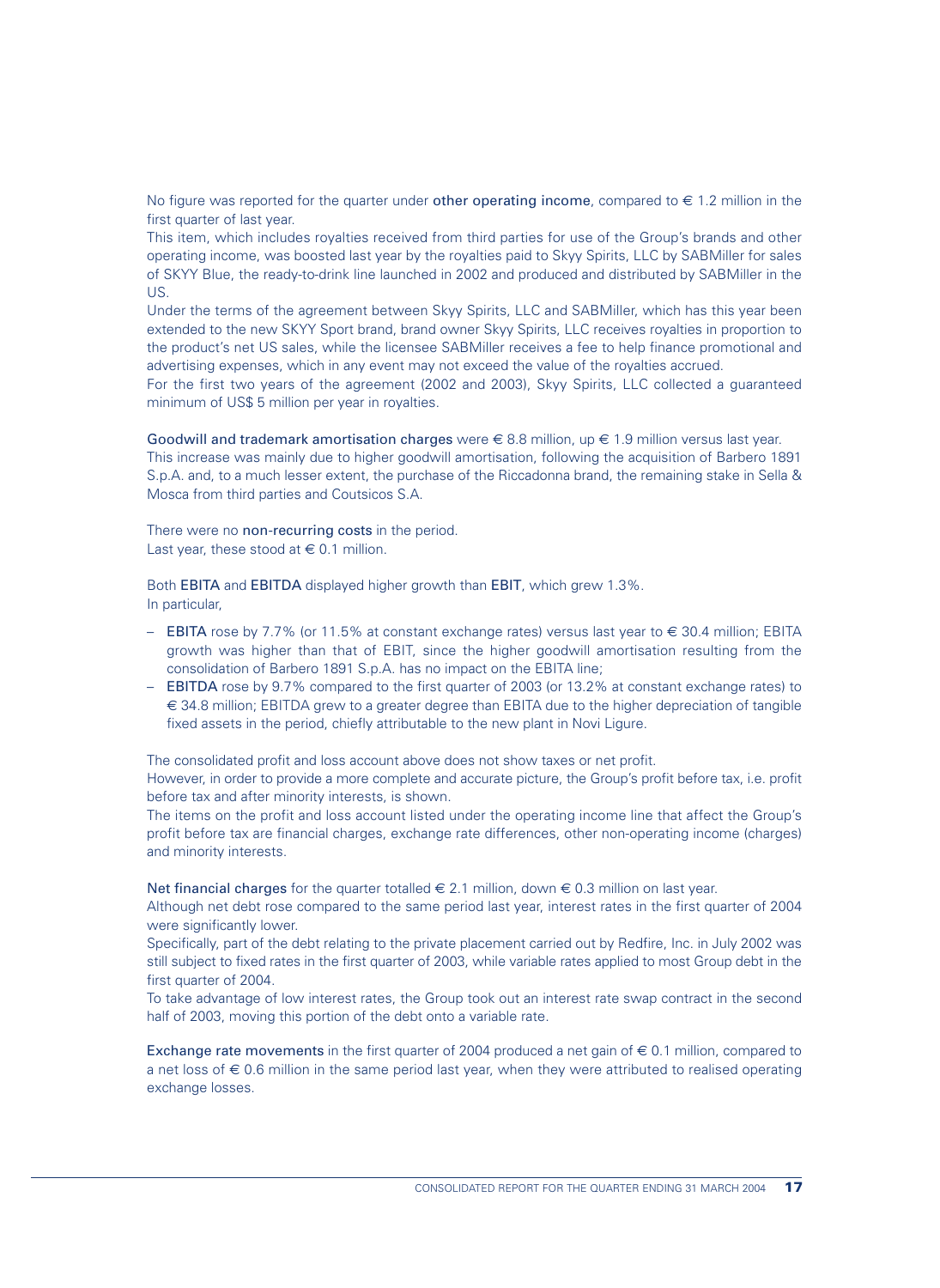No figure was reported for the quarter under **other operating income**, compared to € 1.2 million in the first quarter of last year.
This item, which includes royalties received from third parties for use of the Group's brands and other operating income, was boosted last year by the royalties paid to Skyy Spirits, LLC by SABMiller for sales of SKYY Blue, the ready-to-drink line launched in 2002 and produced and distributed by SABMiller in the US.
Under the terms of the agreement between Skyy Spirits, LLC and SABMiller, which has this year been extended to the new SKYY Sport brand, brand owner Skyy Spirits, LLC receives royalties in proportion to the product's net US sales, while the licensee SABMiller receives a fee to help finance promotional and advertising expenses, which in any event may not exceed the value of the royalties accrued.
For the first two years of the agreement (2002 and 2003), Skyy Spirits, LLC collected a guaranteed minimum of US$ 5 million per year in royalties.

**Goodwill and trademark amortisation charges** were € 8.8 million, up € 1.9 million versus last year.
This increase was mainly due to higher goodwill amortisation, following the acquisition of Barbero 1891 S.p.A. and, to a much lesser extent, the purchase of the Riccadonna brand, the remaining stake in Sella & Mosca from third parties and Coutsicos S.A.

There were no **non-recurring costs** in the period.
Last year, these stood at € 0.1 million.

Both **EBITA** and **EBITDA** displayed higher growth than **EBIT**, which grew 1.3%.
In particular,

- **EBITA** rose by 7.7% (or 11.5% at constant exchange rates) versus last year to € 30.4 million; EBITA growth was higher than that of EBIT, since the higher goodwill amortisation resulting from the consolidation of Barbero 1891 S.p.A. has no impact on the EBITA line;
- **EBITDA** rose by 9.7% compared to the first quarter of 2003 (or 13.2% at constant exchange rates) to € 34.8 million; EBITDA grew to a greater degree than EBITA due to the higher depreciation of tangible fixed assets in the period, chiefly attributable to the new plant in Novi Ligure.

The consolidated profit and loss account above does not show taxes or net profit.
However, in order to provide a more complete and accurate picture, the Group's profit before tax, i.e. profit before tax and after minority interests, is shown.
The items on the profit and loss account listed under the operating income line that affect the Group's profit before tax are financial charges, exchange rate differences, other non-operating income (charges) and minority interests.

**Net financial charges** for the quarter totalled € 2.1 million, down € 0.3 million on last year.
Although net debt rose compared to the same period last year, interest rates in the first quarter of 2004 were significantly lower.
Specifically, part of the debt relating to the private placement carried out by Redfire, Inc. in July 2002 was still subject to fixed rates in the first quarter of 2003, while variable rates applied to most Group debt in the first quarter of 2004.
To take advantage of low interest rates, the Group took out an interest rate swap contract in the second half of 2003, moving this portion of the debt onto a variable rate.

**Exchange rate movements** in the first quarter of 2004 produced a net gain of € 0.1 million, compared to a net loss of € 0.6 million in the same period last year, when they were attributed to realised operating exchange losses.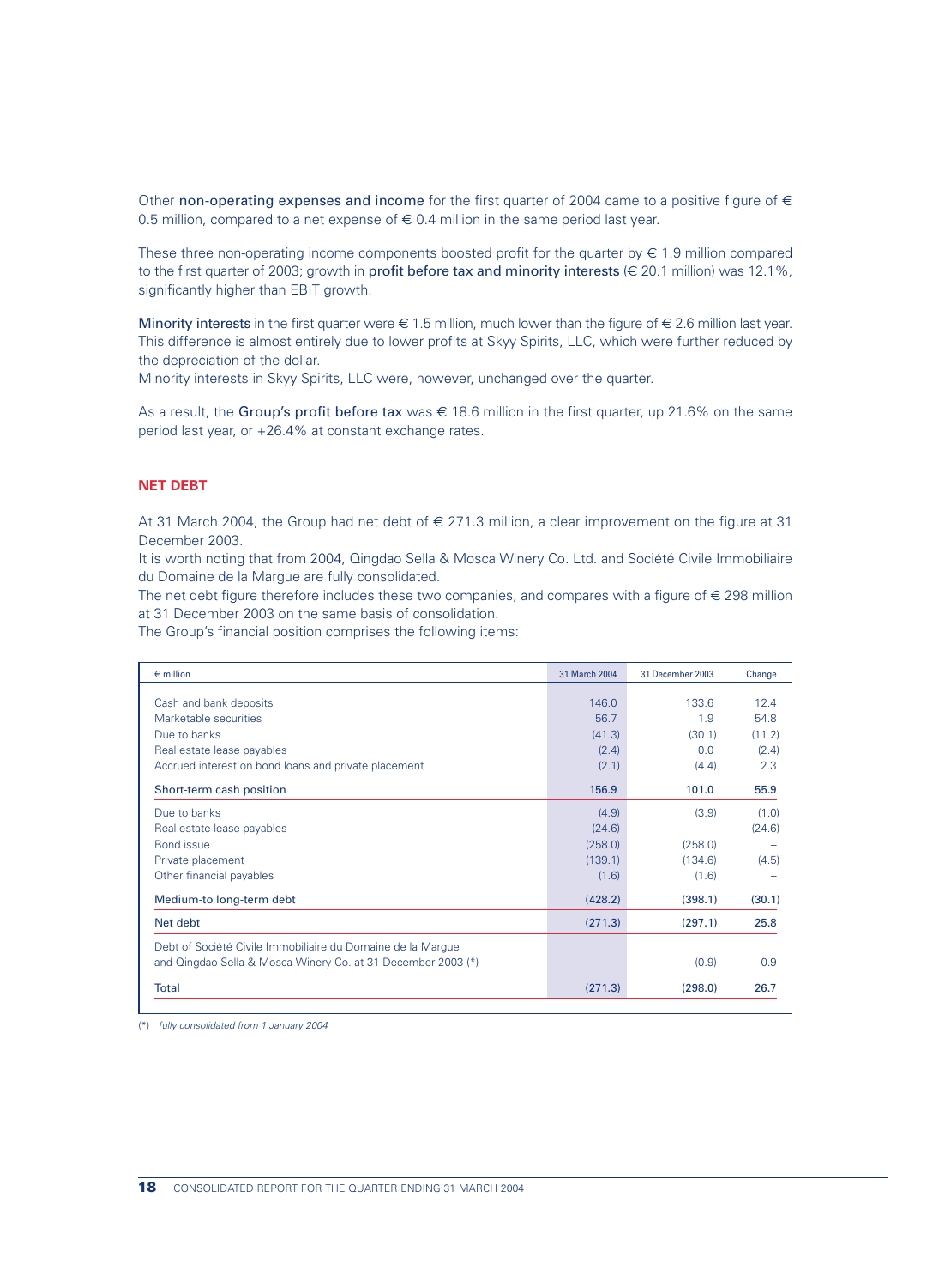Other **non-operating expenses and income** for the first quarter of 2004 came to a positive figure of € 0.5 million, compared to a net expense of € 0.4 million in the same period last year.

These three non-operating income components boosted profit for the quarter by € 1.9 million compared to the first quarter of 2003; growth in **profit before tax and minority interests** (€ 20.1 million) was 12.1%, significantly higher than EBIT growth.

**Minority interests** in the first quarter were € 1.5 million, much lower than the figure of € 2.6 million last year. This difference is almost entirely due to lower profits at Skyy Spirits, LLC, which were further reduced by the depreciation of the dollar.
Minority interests in Skyy Spirits, LLC were, however, unchanged over the quarter.

As a result, the **Group's profit before tax** was € 18.6 million in the first quarter, up 21.6% on the same period last year, or +26.4% at constant exchange rates.

## NET DEBT

At 31 March 2004, the Group had net debt of € 271.3 million, a clear improvement on the figure at 31 December 2003.
It is worth noting that from 2004, Qingdao Sella & Mosca Winery Co. Ltd. and Société Civile Immobiliaire du Domaine de la Margue are fully consolidated.
The net debt figure therefore includes these two companies, and compares with a figure of € 298 million at 31 December 2003 on the same basis of consolidation.
The Group's financial position comprises the following items:

| € million | 31 March 2004 | 31 December 2003 | Change |
|---|---|---|---|
| Cash and bank deposits | 146.0 | 133.6 | 12.4 |
| Marketable securities | 56.7 | 1.9 | 54.8 |
| Due to banks | (41.3) | (30.1) | (11.2) |
| Real estate lease payables | (2.4) | 0.0 | (2.4) |
| Accrued interest on bond loans and private placement | (2.1) | (4.4) | 2.3 |
| **Short-term cash position** | **156.9** | **101.0** | **55.9** |
| Due to banks | (4.9) | (3.9) | (1.0) |
| Real estate lease payables | (24.6) | – | (24.6) |
| Bond issue | (258.0) | (258.0) | – |
| Private placement | (139.1) | (134.6) | (4.5) |
| Other financial payables | (1.6) | (1.6) | – |
| **Medium-to long-term debt** | **(428.2)** | **(398.1)** | **(30.1)** |
| **Net debt** | **(271.3)** | **(297.1)** | **25.8** |
| Debt of Société Civile Immobiliaire du Domaine de la Margue and Qingdao Sella & Mosca Winery Co. at 31 December 2003 (*) | – | (0.9) | 0.9 |
| **Total** | **(271.3)** | **(298.0)** | **26.7** |

(*) *fully consolidated from 1 January 2004*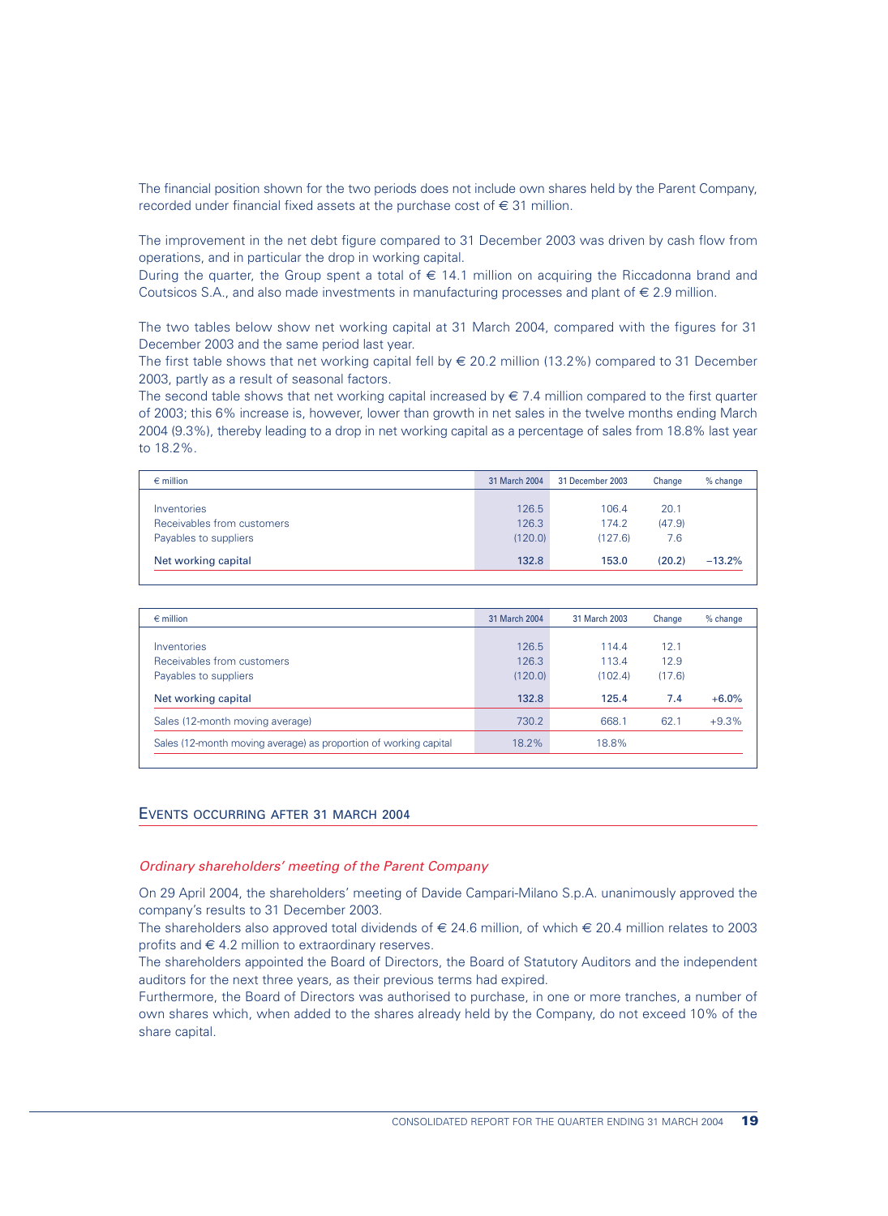The financial position shown for the two periods does not include own shares held by the Parent Company, recorded under financial fixed assets at the purchase cost of € 31 million.

The improvement in the net debt figure compared to 31 December 2003 was driven by cash flow from operations, and in particular the drop in working capital.
During the quarter, the Group spent a total of € 14.1 million on acquiring the Riccadonna brand and Coutsicos S.A., and also made investments in manufacturing processes and plant of € 2.9 million.

The two tables below show net working capital at 31 March 2004, compared with the figures for 31 December 2003 and the same period last year.
The first table shows that net working capital fell by € 20.2 million (13.2%) compared to 31 December 2003, partly as a result of seasonal factors.
The second table shows that net working capital increased by € 7.4 million compared to the first quarter of 2003; this 6% increase is, however, lower than growth in net sales in the twelve months ending March 2004 (9.3%), thereby leading to a drop in net working capital as a percentage of sales from 18.8% last year to 18.2%.

| € million | 31 March 2004 | 31 December 2003 | Change | % change |
|---|---|---|---|---|
| Inventories | 126.5 | 106.4 | 20.1 | |
| Receivables from customers | 126.3 | 174.2 | (47.9) | |
| Payables to suppliers | (120.0) | (127.6) | 7.6 | |
| **Net working capital** | **132.8** | **153.0** | **(20.2)** | **–13.2%** |

| € million | 31 March 2004 | 31 March 2003 | Change | % change |
|---|---|---|---|---|
| Inventories | 126.5 | 114.4 | 12.1 | |
| Receivables from customers | 126.3 | 113.4 | 12.9 | |
| Payables to suppliers | (120.0) | (102.4) | (17.6) | |
| **Net working capital** | **132.8** | **125.4** | **7.4** | **+6.0%** |
| Sales (12-month moving average) | 730.2 | 668.1 | 62.1 | +9.3% |
| Sales (12-month moving average) as proportion of working capital | 18.2% | 18.8% | | |

## Events occurring after 31 March 2004

### *Ordinary shareholders' meeting of the Parent Company*

On 29 April 2004, the shareholders' meeting of Davide Campari-Milano S.p.A. unanimously approved the company's results to 31 December 2003.
The shareholders also approved total dividends of € 24.6 million, of which € 20.4 million relates to 2003 profits and € 4.2 million to extraordinary reserves.
The shareholders appointed the Board of Directors, the Board of Statutory Auditors and the independent auditors for the next three years, as their previous terms had expired.
Furthermore, the Board of Directors was authorised to purchase, in one or more tranches, a number of own shares which, when added to the shares already held by the Company, do not exceed 10% of the share capital.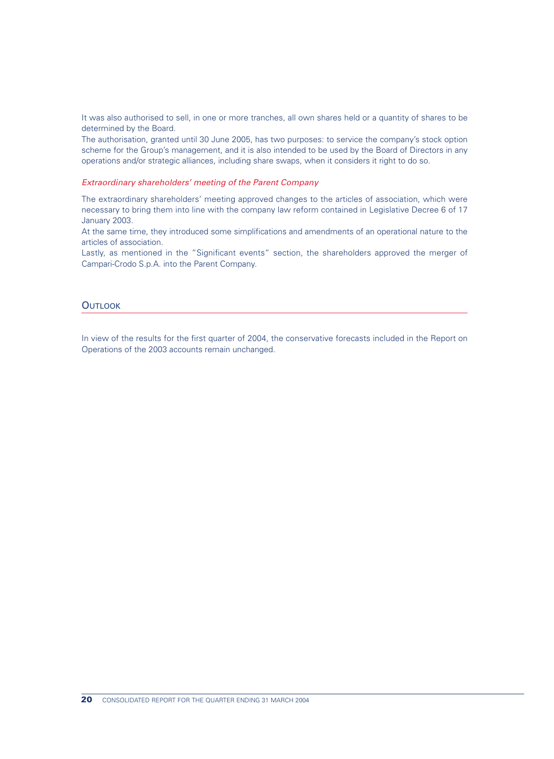It was also authorised to sell, in one or more tranches, all own shares held or a quantity of shares to be determined by the Board.
The authorisation, granted until 30 June 2005, has two purposes: to service the company's stock option scheme for the Group's management, and it is also intended to be used by the Board of Directors in any operations and/or strategic alliances, including share swaps, when it considers it right to do so.

*Extraordinary shareholders' meeting of the Parent Company*

The extraordinary shareholders' meeting approved changes to the articles of association, which were necessary to bring them into line with the company law reform contained in Legislative Decree 6 of 17 January 2003.
At the same time, they introduced some simplifications and amendments of an operational nature to the articles of association.
Lastly, as mentioned in the "Significant events" section, the shareholders approved the merger of Campari-Crodo S.p.A. into the Parent Company.

## Outlook

In view of the results for the first quarter of 2004, the conservative forecasts included in the Report on Operations of the 2003 accounts remain unchanged.